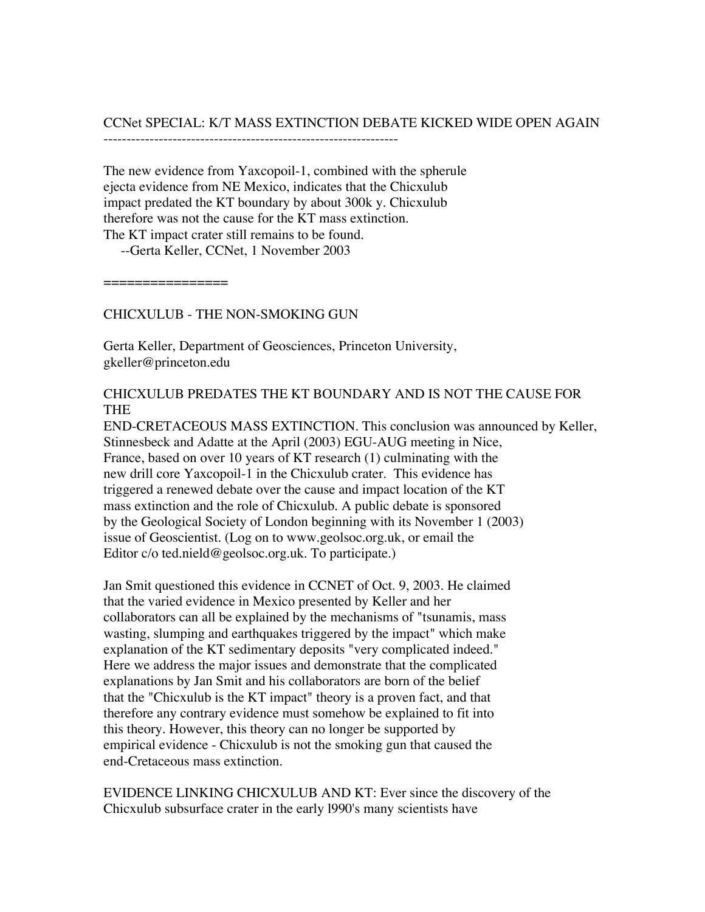# CCNet SPECIAL: K/T MASS EXTINCTION DEBATE KICKED WIDE OPEN AGAIN

----------------------------------------------------------------

The new evidence from Yaxcopoil-1, combined with the spherule ejecta evidence from NE Mexico, indicates that the Chicxulub impact predated the KT boundary by about 300k y. Chicxulub therefore was not the cause for the KT mass extinction. The KT impact crater still remains to be found.

--Gerta Keller, CCNet, 1 November 2003

================

## CHICXULUB - THE NON-SMOKING GUN

Gerta Keller, Department of Geosciences, Princeton University, gkeller@princeton.edu

CHICXULUB PREDATES THE KT BOUNDARY AND IS NOT THE CAUSE FOR THE END-CRETACEOUS MASS EXTINCTION. This conclusion was announced by Keller, Stinnesbeck and Adatte at the April (2003) EGU-AUG meeting in Nice, France, based on over 10 years of KT research (1) culminating with the new drill core Yaxcopoil-1 in the Chicxulub crater. This evidence has triggered a renewed debate over the cause and impact location of the KT mass extinction and the role of Chicxulub. A public debate is sponsored by the Geological Society of London beginning with its November 1 (2003) issue of Geoscientist. (Log on to www.geolsoc.org.uk, or email the Editor c/o ted.nield@geolsoc.org.uk. To participate.)

Jan Smit questioned this evidence in CCNET of Oct. 9, 2003. He claimed that the varied evidence in Mexico presented by Keller and her collaborators can all be explained by the mechanisms of "tsunamis, mass wasting, slumping and earthquakes triggered by the impact" which make explanation of the KT sedimentary deposits "very complicated indeed." Here we address the major issues and demonstrate that the complicated explanations by Jan Smit and his collaborators are born of the belief that the "Chicxulub is the KT impact" theory is a proven fact, and that therefore any contrary evidence must somehow be explained to fit into this theory. However, this theory can no longer be supported by empirical evidence - Chicxulub is not the smoking gun that caused the end-Cretaceous mass extinction.

EVIDENCE LINKING CHICXULUB AND KT: Ever since the discovery of the Chicxulub subsurface crater in the early l990's many scientists have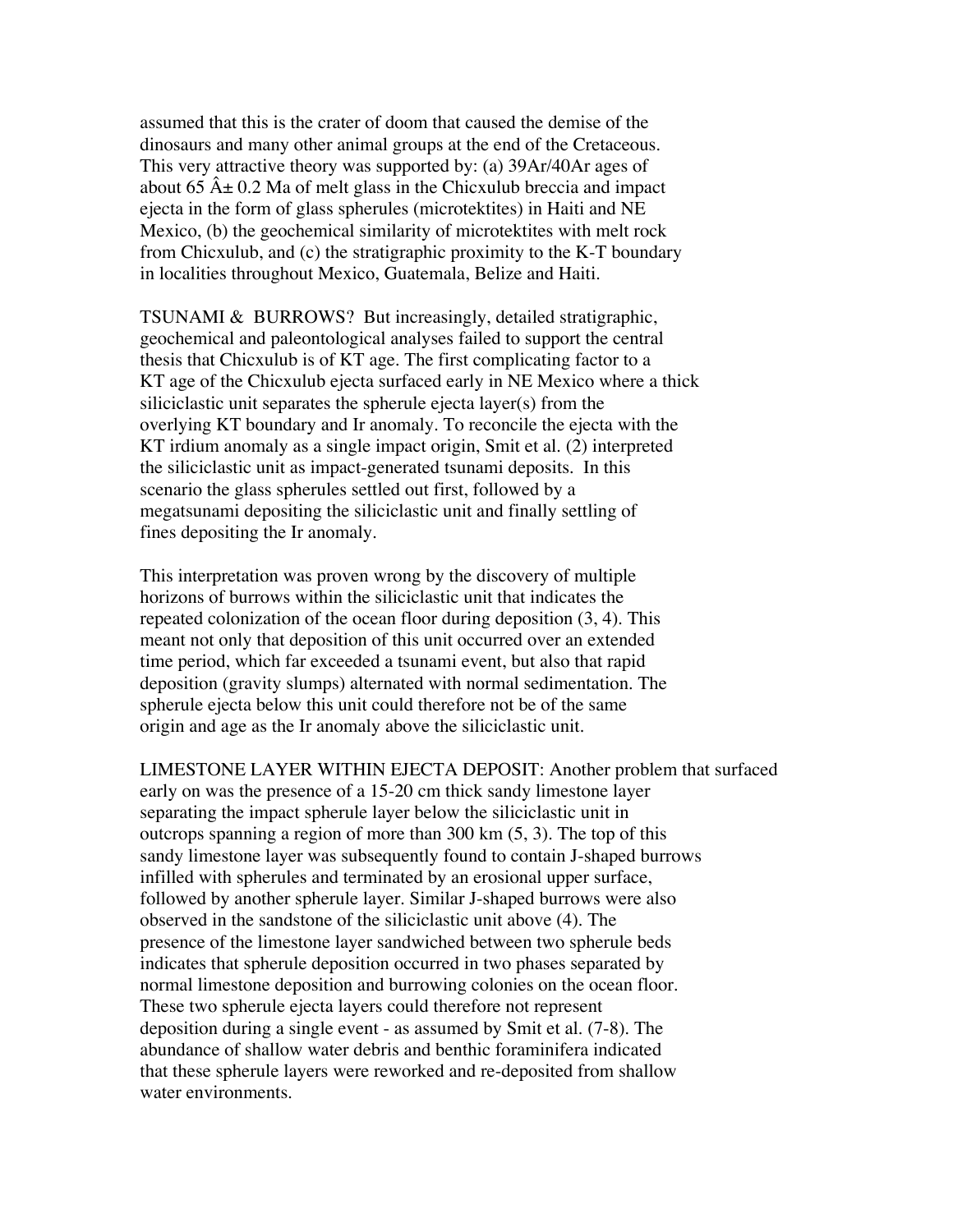assumed that this is the crater of doom that caused the demise of the dinosaurs and many other animal groups at the end of the Cretaceous. This very attractive theory was supported by: (a) 39Ar/40Ar ages of about 65 Â± 0.2 Ma of melt glass in the Chicxulub breccia and impact ejecta in the form of glass spherules (microtektites) in Haiti and NE Mexico, (b) the geochemical similarity of microtektites with melt rock from Chicxulub, and (c) the stratigraphic proximity to the K-T boundary in localities throughout Mexico, Guatemala, Belize and Haiti.

TSUNAMI & BURROWS? But increasingly, detailed stratigraphic, geochemical and paleontological analyses failed to support the central thesis that Chicxulub is of KT age. The first complicating factor to a KT age of the Chicxulub ejecta surfaced early in NE Mexico where a thick siliciclastic unit separates the spherule ejecta layer(s) from the overlying KT boundary and Ir anomaly. To reconcile the ejecta with the KT irdium anomaly as a single impact origin, Smit et al. (2) interpreted the siliciclastic unit as impact-generated tsunami deposits. In this scenario the glass spherules settled out first, followed by a megatsunami depositing the siliciclastic unit and finally settling of fines depositing the Ir anomaly.

This interpretation was proven wrong by the discovery of multiple horizons of burrows within the siliciclastic unit that indicates the repeated colonization of the ocean floor during deposition (3, 4). This meant not only that deposition of this unit occurred over an extended time period, which far exceeded a tsunami event, but also that rapid deposition (gravity slumps) alternated with normal sedimentation. The spherule ejecta below this unit could therefore not be of the same origin and age as the Ir anomaly above the siliciclastic unit.

LIMESTONE LAYER WITHIN EJECTA DEPOSIT: Another problem that surfaced early on was the presence of a 15-20 cm thick sandy limestone layer separating the impact spherule layer below the siliciclastic unit in outcrops spanning a region of more than 300 km (5, 3). The top of this sandy limestone layer was subsequently found to contain J-shaped burrows infilled with spherules and terminated by an erosional upper surface, followed by another spherule layer. Similar J-shaped burrows were also observed in the sandstone of the siliciclastic unit above (4). The presence of the limestone layer sandwiched between two spherule beds indicates that spherule deposition occurred in two phases separated by normal limestone deposition and burrowing colonies on the ocean floor. These two spherule ejecta layers could therefore not represent deposition during a single event - as assumed by Smit et al. (7-8). The abundance of shallow water debris and benthic foraminifera indicated that these spherule layers were reworked and re-deposited from shallow water environments.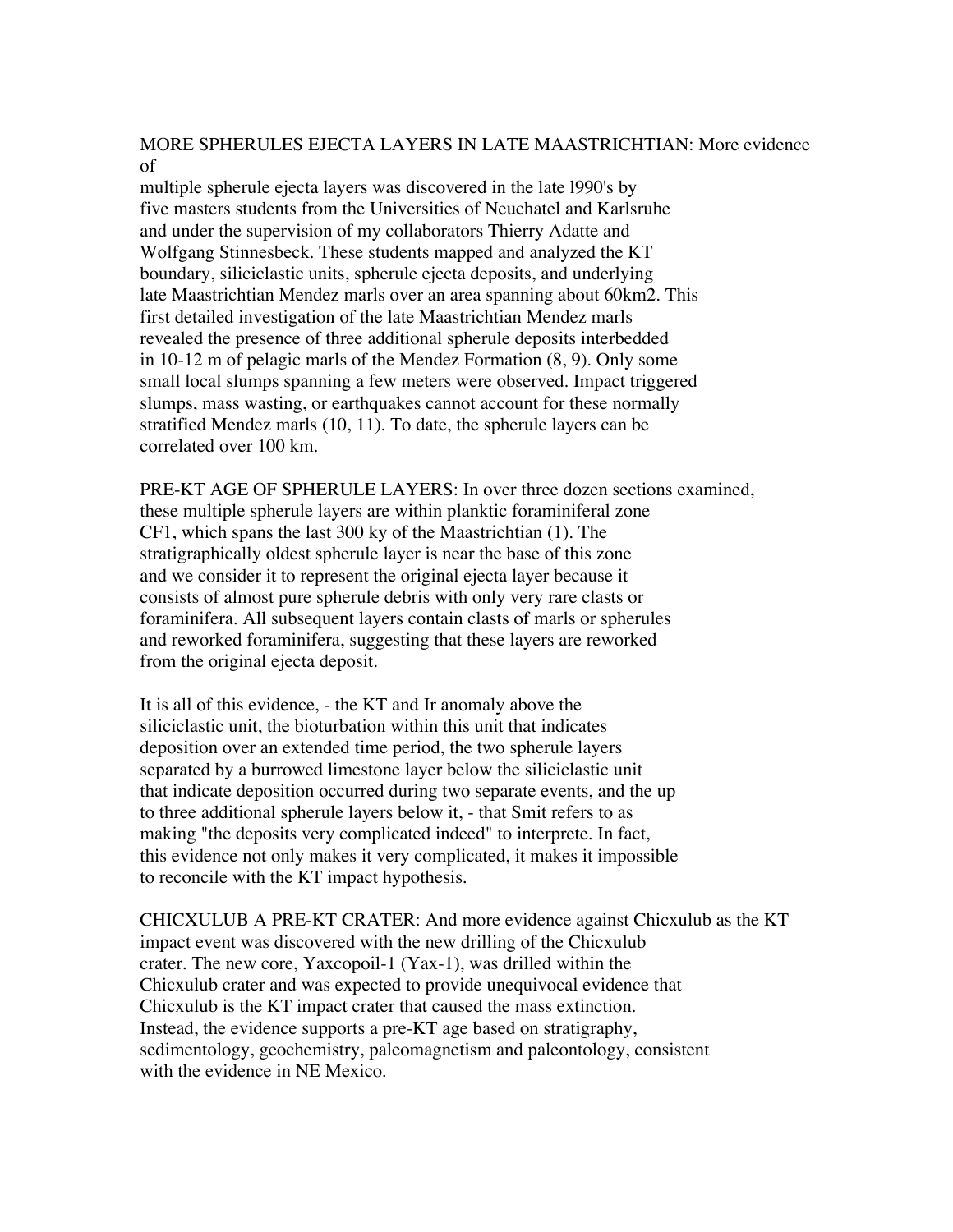MORE SPHERULES EJECTA LAYERS IN LATE MAASTRICHTIAN: More evidence of multiple spherule ejecta layers was discovered in the late l990's by five masters students from the Universities of Neuchatel and Karlsruhe and under the supervision of my collaborators Thierry Adatte and Wolfgang Stinnesbeck. These students mapped and analyzed the KT boundary, siliciclastic units, spherule ejecta deposits, and underlying late Maastrichtian Mendez marls over an area spanning about 60km2. This first detailed investigation of the late Maastrichtian Mendez marls revealed the presence of three additional spherule deposits interbedded in 10-12 m of pelagic marls of the Mendez Formation (8, 9). Only some small local slumps spanning a few meters were observed. Impact triggered slumps, mass wasting, or earthquakes cannot account for these normally stratified Mendez marls (10, 11). To date, the spherule layers can be correlated over 100 km.

PRE-KT AGE OF SPHERULE LAYERS: In over three dozen sections examined, these multiple spherule layers are within planktic foraminiferal zone CF1, which spans the last 300 ky of the Maastrichtian (1). The stratigraphically oldest spherule layer is near the base of this zone and we consider it to represent the original ejecta layer because it consists of almost pure spherule debris with only very rare clasts or foraminifera. All subsequent layers contain clasts of marls or spherules and reworked foraminifera, suggesting that these layers are reworked from the original ejecta deposit.

It is all of this evidence, - the KT and Ir anomaly above the siliciclastic unit, the bioturbation within this unit that indicates deposition over an extended time period, the two spherule layers separated by a burrowed limestone layer below the siliciclastic unit that indicate deposition occurred during two separate events, and the up to three additional spherule layers below it, - that Smit refers to as making "the deposits very complicated indeed" to interprete. In fact, this evidence not only makes it very complicated, it makes it impossible to reconcile with the KT impact hypothesis.

CHICXULUB A PRE-KT CRATER: And more evidence against Chicxulub as the KT impact event was discovered with the new drilling of the Chicxulub crater. The new core, Yaxcopoil-1 (Yax-1), was drilled within the Chicxulub crater and was expected to provide unequivocal evidence that Chicxulub is the KT impact crater that caused the mass extinction. Instead, the evidence supports a pre-KT age based on stratigraphy, sedimentology, geochemistry, paleomagnetism and paleontology, consistent with the evidence in NE Mexico.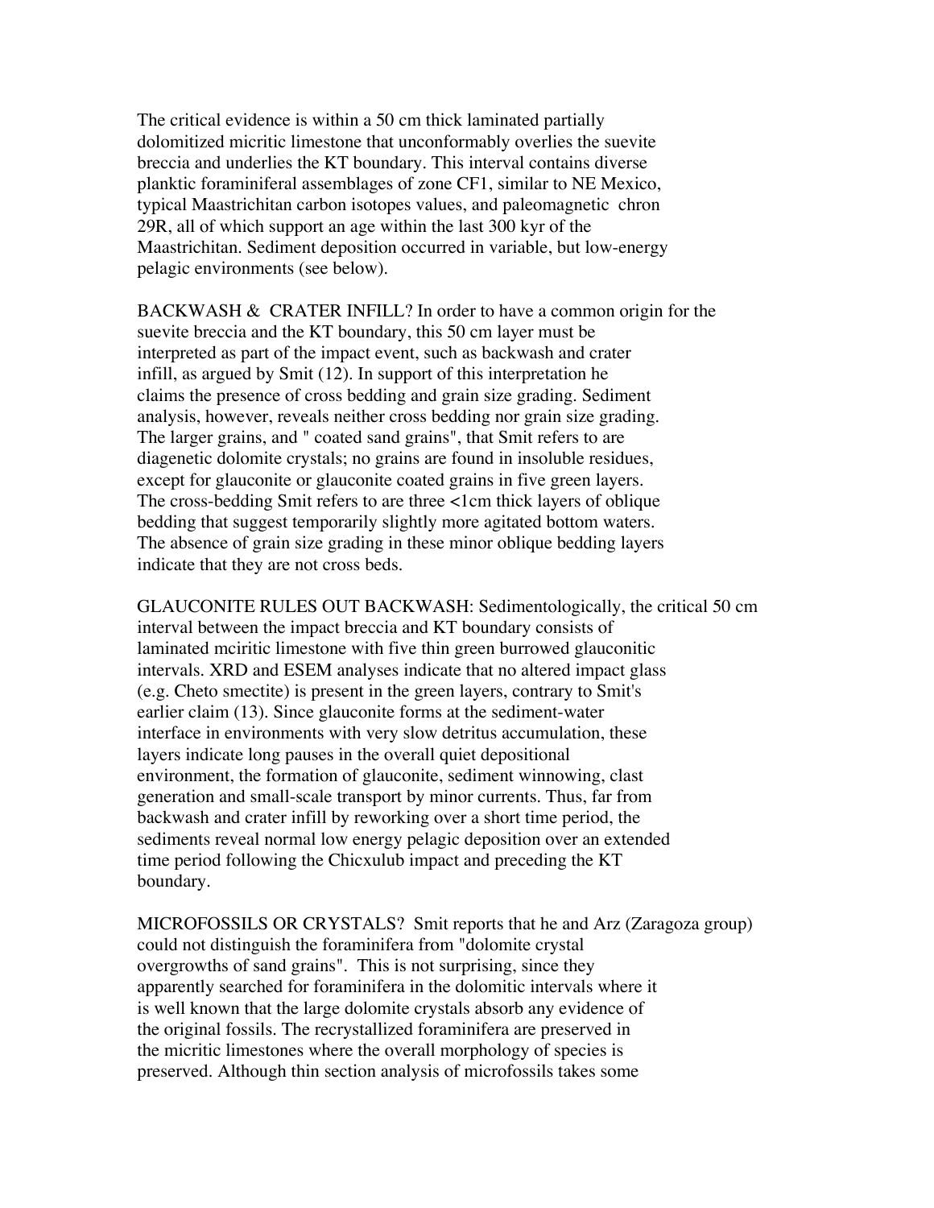The critical evidence is within a 50 cm thick laminated partially dolomitized micritic limestone that unconformably overlies the suevite breccia and underlies the KT boundary. This interval contains diverse planktic foraminiferal assemblages of zone CF1, similar to NE Mexico, typical Maastrichitan carbon isotopes values, and paleomagnetic chron 29R, all of which support an age within the last 300 kyr of the Maastrichitan. Sediment deposition occurred in variable, but low-energy pelagic environments (see below).

BACKWASH & CRATER INFILL? In order to have a common origin for the suevite breccia and the KT boundary, this 50 cm layer must be interpreted as part of the impact event, such as backwash and crater infill, as argued by Smit (12). In support of this interpretation he claims the presence of cross bedding and grain size grading. Sediment analysis, however, reveals neither cross bedding nor grain size grading. The larger grains, and " coated sand grains", that Smit refers to are diagenetic dolomite crystals; no grains are found in insoluble residues, except for glauconite or glauconite coated grains in five green layers. The cross-bedding Smit refers to are three <1cm thick layers of oblique bedding that suggest temporarily slightly more agitated bottom waters. The absence of grain size grading in these minor oblique bedding layers indicate that they are not cross beds.

GLAUCONITE RULES OUT BACKWASH: Sedimentologically, the critical 50 cm interval between the impact breccia and KT boundary consists of laminated mciritic limestone with five thin green burrowed glauconitic intervals. XRD and ESEM analyses indicate that no altered impact glass (e.g. Cheto smectite) is present in the green layers, contrary to Smit's earlier claim (13). Since glauconite forms at the sediment-water interface in environments with very slow detritus accumulation, these layers indicate long pauses in the overall quiet depositional environment, the formation of glauconite, sediment winnowing, clast generation and small-scale transport by minor currents. Thus, far from backwash and crater infill by reworking over a short time period, the sediments reveal normal low energy pelagic deposition over an extended time period following the Chicxulub impact and preceding the KT boundary.

MICROFOSSILS OR CRYSTALS? Smit reports that he and Arz (Zaragoza group) could not distinguish the foraminifera from "dolomite crystal overgrowths of sand grains". This is not surprising, since they apparently searched for foraminifera in the dolomitic intervals where it is well known that the large dolomite crystals absorb any evidence of the original fossils. The recrystallized foraminifera are preserved in the micritic limestones where the overall morphology of species is preserved. Although thin section analysis of microfossils takes some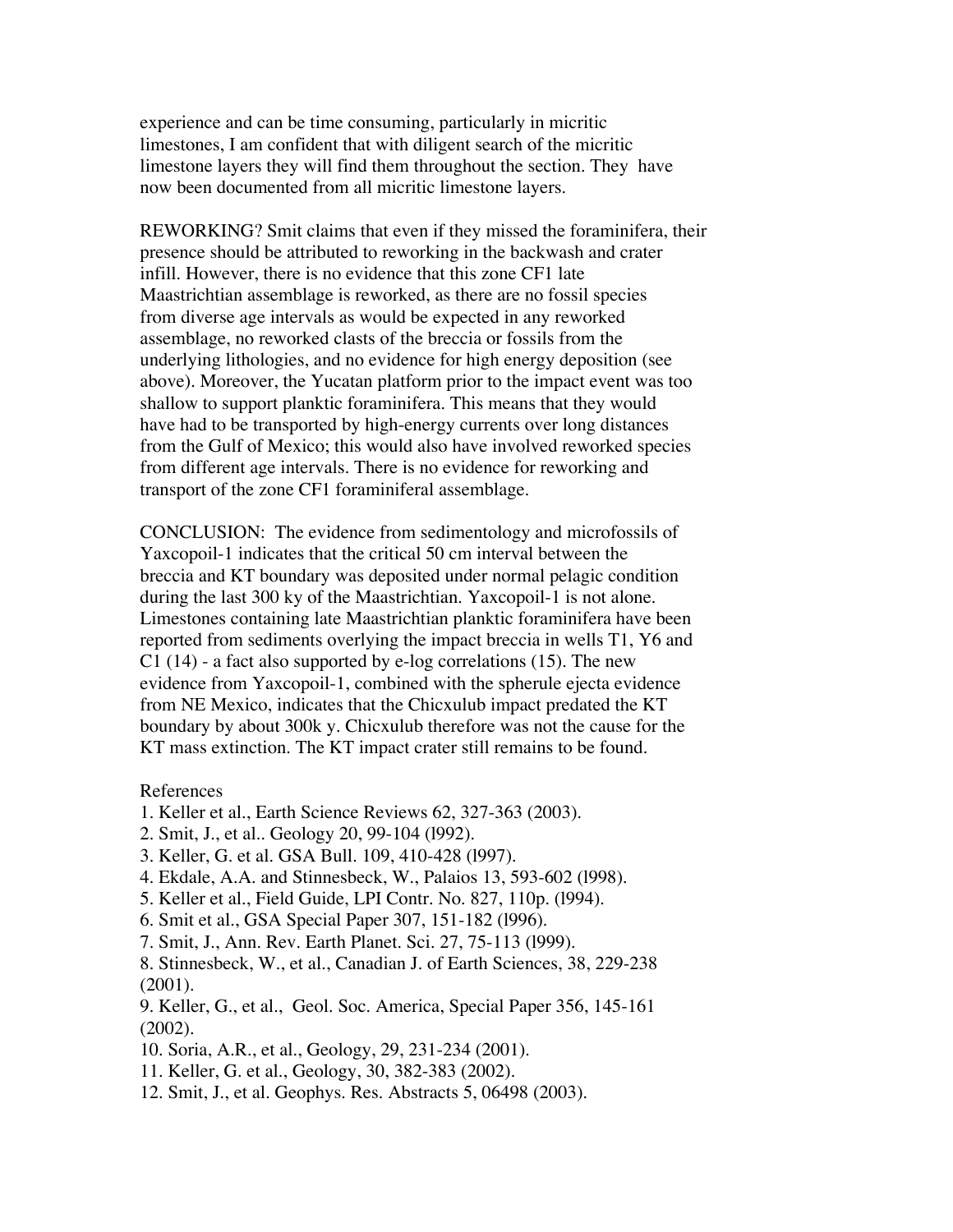experience and can be time consuming, particularly in micritic limestones, I am confident that with diligent search of the micritic limestone layers they will find them throughout the section. They have now been documented from all micritic limestone layers.

REWORKING? Smit claims that even if they missed the foraminifera, their presence should be attributed to reworking in the backwash and crater infill. However, there is no evidence that this zone CF1 late Maastrichtian assemblage is reworked, as there are no fossil species from diverse age intervals as would be expected in any reworked assemblage, no reworked clasts of the breccia or fossils from the underlying lithologies, and no evidence for high energy deposition (see above). Moreover, the Yucatan platform prior to the impact event was too shallow to support planktic foraminifera. This means that they would have had to be transported by high-energy currents over long distances from the Gulf of Mexico; this would also have involved reworked species from different age intervals. There is no evidence for reworking and transport of the zone CF1 foraminiferal assemblage.

CONCLUSION: The evidence from sedimentology and microfossils of Yaxcopoil-1 indicates that the critical 50 cm interval between the breccia and KT boundary was deposited under normal pelagic condition during the last 300 ky of the Maastrichtian. Yaxcopoil-1 is not alone. Limestones containing late Maastrichtian planktic foraminifera have been reported from sediments overlying the impact breccia in wells T1, Y6 and C1 (14) - a fact also supported by e-log correlations (15). The new evidence from Yaxcopoil-1, combined with the spherule ejecta evidence from NE Mexico, indicates that the Chicxulub impact predated the KT boundary by about 300k y. Chicxulub therefore was not the cause for the KT mass extinction. The KT impact crater still remains to be found.

References

1. Keller et al., Earth Science Reviews 62, 327-363 (2003).
2. Smit, J., et al.. Geology 20, 99-104 (l992).
3. Keller, G. et al. GSA Bull. 109, 410-428 (l997).
4. Ekdale, A.A. and Stinnesbeck, W., Palaios 13, 593-602 (l998).
5. Keller et al., Field Guide, LPI Contr. No. 827, 110p. (l994).
6. Smit et al., GSA Special Paper 307, 151-182 (l996).
7. Smit, J., Ann. Rev. Earth Planet. Sci. 27, 75-113 (l999).
8. Stinnesbeck, W., et al., Canadian J. of Earth Sciences, 38, 229-238 (2001).
9. Keller, G., et al., Geol. Soc. America, Special Paper 356, 145-161 (2002).
10. Soria, A.R., et al., Geology, 29, 231-234 (2001).
11. Keller, G. et al., Geology, 30, 382-383 (2002).
12. Smit, J., et al. Geophys. Res. Abstracts 5, 06498 (2003).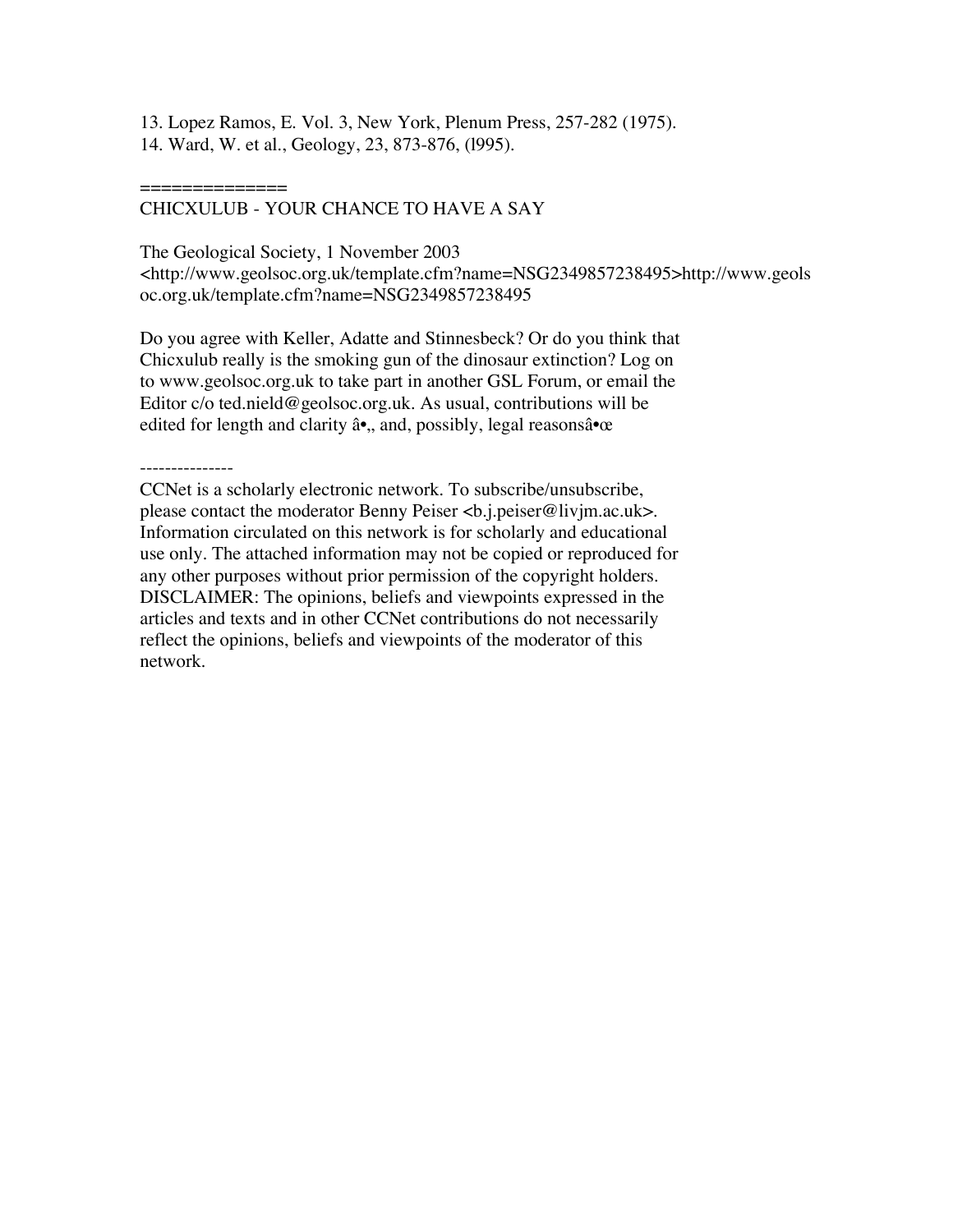13. Lopez Ramos, E. Vol. 3, New York, Plenum Press, 257-282 (1975).
14. Ward, W. et al., Geology, 23, 873-876, (l995).

==============

CHICXULUB - YOUR CHANCE TO HAVE A SAY

The Geological Society, 1 November 2003
<http://www.geolsoc.org.uk/template.cfm?name=NSG2349857238495>http://www.geolsoc.org.uk/template.cfm?name=NSG2349857238495

Do you agree with Keller, Adatte and Stinnesbeck? Or do you think that Chicxulub really is the smoking gun of the dinosaur extinction? Log on to www.geolsoc.org.uk to take part in another GSL Forum, or email the Editor c/o ted.nield@geolsoc.org.uk. As usual, contributions will be edited for length and clarity â•„ and, possibly, legal reasonsâ•œ

---------------

CCNet is a scholarly electronic network. To subscribe/unsubscribe, please contact the moderator Benny Peiser <b.j.peiser@livjm.ac.uk>. Information circulated on this network is for scholarly and educational use only. The attached information may not be copied or reproduced for any other purposes without prior permission of the copyright holders. DISCLAIMER: The opinions, beliefs and viewpoints expressed in the articles and texts and in other CCNet contributions do not necessarily reflect the opinions, beliefs and viewpoints of the moderator of this network.